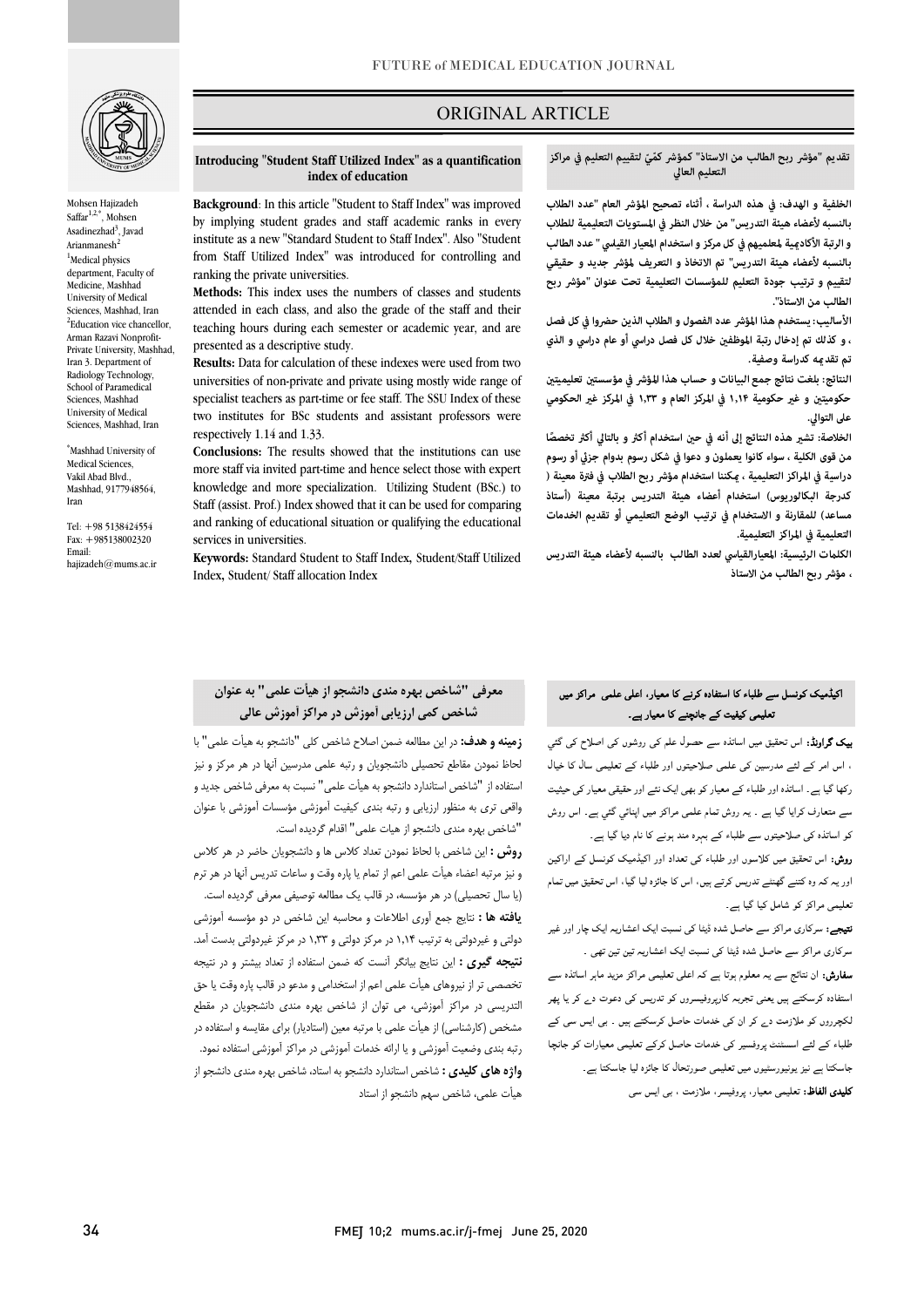ORIGINAL ARTICLE

Mohsen Hajizadeh Saffar[1,2,*], Mohsen Asadinezhad[3], Javad Arianmanesh[2]

[1] Medical physics department, Faculty of Medicine, Mashhad University of Medical Sciences, Mashhad, Iran

[2] Education vice chancellor, Arman Razavi Nonprofit-Private University, Mashhad, Iran 3. Department of Radiology Technology, School of Paramedical Sciences, Mashhad University of Medical Sciences, Mashhad, Iran

[*] Mashhad University of Medical Sciences, Vakil Abad Blvd., Mashhad, 9177948564, Iran

Tel: +98 5138424554
Fax: +985138002320
Email: hajizadeh@mums.ac.ir

## Introducing "Student Staff Utilized Index" as a quantification index of education

**Background**: In this article "Student to Staff Index" was improved by implying student grades and staff academic ranks in every institute as a new "Standard Student to Staff Index". Also "Student from Staff Utilized Index" was introduced for controlling and ranking the private universities.

**Methods:** This index uses the numbers of classes and students attended in each class, and also the grade of the staff and their teaching hours during each semester or academic year, and are presented as a descriptive study.

**Results:** Data for calculation of these indexes were used from two universities of non-private and private using mostly wide range of specialist teachers as part-time or fee staff. The SSU Index of these two institutes for BSc students and assistant professors were respectively 1.14 and 1.33.

**Conclusions:** The results showed that the institutions can use more staff via invited part-time and hence select those with expert knowledge and more specialization. Utilizing Student (BSc.) to Staff (assist. Prof.) Index showed that it can be used for comparing and ranking of educational situation or qualifying the educational services in universities.

**Keywords:** Standard Student to Staff Index, Student/Staff Utilized Index, Student/ Staff allocation Index

## تقديم "مؤشر ربح الطالب من الاستاذ" كمؤشر كمّيّ لتقييم التعليم في مراكز التعليم العالي

**الخلفية و الهدف:** في هذه الدراسة ، أثناء تصحيح المؤشر العام "عدد الطلاب بالنسبه لأعضاء هيئة التدريس" من خلال النظر في المستويات التعليمية للطلاب و الرتبة الأكاديمية لمعلميهم في كل مركز و استخدام المعيار القياسي " عدد الطالب بالنسبه لأعضاء هيئة التدريس" تم الاتخاذ و التعريف لمؤشر جديد و حقيقي لتقييم و ترتيب جودة التعليم للمؤسسات التعليمية تحت عنوان "مؤشر ربح الطالب من الاستاذ".

**الأساليب:** يستخدم هذا المؤشر عدد الفصول و الطلاب الذين حضروا في كل فصل ، و كذلك تم إدخال رتبة الموظفين خلال كل فصل دراسي أو عام دراسي و الذي تم تقديمه كدراسة وصفية.

**النتائج:** بلغت نتائج جمع البيانات و حساب هذا المؤشر في مؤسستين تعليميتين حكوميتين و غير حكومية ١,١٤ في المركز العام و ١,٣٣ في المركز الحكومي على التوالي.

**الخلاصة:** تشير هذه النتائج إلى أنه في حين استخدام أكثر و بالتالي أكثر تخصصًا من قوى الكلية ، سواء كانوا يعملون و دعوا في شكل رسوم بدوام جزئي أو رسوم دراسية في المراكز التعليمية ، يمكننا استخدام مؤشر ربح الطلاب في فترة معينة ( كدرجة البكالوريوس) استخدام أعضاء هيئة التدريس برتبة معينة (أستاذ مساعد) للمقارنة و الاستخدام في ترتيب الوضع التعليمي أو تقديم الخدمات التعليمية في المراكز التعليمية.

**الكلمات الرئيسية:** المعيارالقياسي لعدد الطالب بالنسبه لأعضاء هيئة التدريس ، مؤشر ربح الطالب من الاستاذ

## معرفی "شاخص بهره مندی دانشجو از هیأت علمی" به عنوان شاخص کمی ارزیابی آموزش در مراکز آموزش عالی

**زمینه و هدف:** در این مطالعه ضمن اصلاح شاخص کلی "دانشجو به هیأت علمی" با لحاظ نمودن مقاطع تحصیلی دانشجویان و رتبه علمی مدرسین آنها در هر مرکز و نیز استفاده از "شاخص استاندارد دانشجو به هیأت علمی" نسبت به معرفی شاخص جدید و واقعی تری به منظور ارزیابی و رتبه بندی کیفیت آموزشی مؤسسات آموزشی با عنوان "شاخص بهره مندی دانشجو از هیات علمی" اقدام گردیده است.

**روش :** این شاخص با لحاظ نمودن تعداد کلاس ها و دانشجویان حاضر در هر کلاس و نیز مرتبه اعضاء هیأت علمی اعم از تمام یا پاره وقت و ساعات تدریس آنها در هر ترم (یا سال تحصیلی) در هر مؤسسه، در قالب یک مطالعه توصیفی معرفی گردیده است.

**یافته ها :** نتایج جمع آوری اطلاعات و محاسبه این شاخص در دو مؤسسه آموزشی دولتی و غیردولتی به ترتیب ۱,۱۴ در مرکز دولتی و ۱,۳۳ در مرکز غیردولتی بدست آمد.

**نتیجه گیری :** این نتایج بیانگر آنست که ضمن استفاده از تعداد بیشتر و در نتیجه تخصصی تر از نیروهای هیأت علمی اعم از استخدامی و مدعو در قالب پاره وقت یا حق التدریسی در مراکز آموزشی، می توان از شاخص بهره مندی دانشجویان در مقطع مشخص (کارشناسی) از هیأت علمی با مرتبه معین (استادیار) برای مقایسه و استفاده در رتبه بندی وضعیت آموزشی و یا ارائه خدمات آموزشی در مراکز آموزشی استفاده نمود.

**واژه های کلیدی :** شاخص استاندارد دانشجو به استاد، شاخص بهره مندی دانشجو از هیأت علمی، شاخص سهم دانشجو از استاد

## اکیڈمیک کونسل سے طلباء کا استفادہ کرنے کا معیار، اعلی علمی مراکز میں تعلیمی کیفیت کے جانچنے کا معیار ہے۔

**بیک گراونڈ:** اس تحقیق میں اساتذہ سے حصول علم کی روشوں کی اصلاح کی گئي ، اس امر کے لئے مدرسین کی علمی صلاحیتوں اور طلباء کے تعلیمی سال کا خیال رکھا گیا ہے۔ اساتذہ اور طلباء کے معیار کو بھی ایک نئے اور حقیقی معیار کی حیثیت سے متعارف کرایا گیا ہے ۔ یہ روش تمام علمی مراکز میں اپنائي گئي ہے۔ اس روش کو اساتذہ کی صلاحیتوں سے طلباء کے بہرہ مند ہونے کا نام دیا گیا ہے۔

**روش:** اس تحقیق میں کلاسوں اور طلباء کی تعداد اور اکیڈمیک کونسل کے اراکین اور یہ کہ وہ کتنے گھنٹے تدریس کرتے ہیں، اس کا جائزہ لیا گیا، اس تحقیق میں تمام تعلیمی مراکز کو شامل کیا گیا ہے۔

**نتیجے:** سرکاری مراکز سے حاصل شدہ ڈیٹا کی نسبت ایک اعشاریہ ایک چار اور غیر سرکاری مراکز سے حاصل شدہ ڈیٹا کی نسبت ایک اعشاریہ تین تین تھی ۔

**سفارش:** ان نتائج سے یہ معلوم ہوتا ہے کہ اعلی تعلیمی مراکز مزید ماہر اساتذہ سے استفادہ کرسکتے ہیں یعنی تجربہ کارپروفیسروں کو تدریس کی دعوت دے کر یا پھر لکچرروں کو ملازمت دے کر ان کی خدمات حاصل کرسکتے ہیں۔ بی ایس سی کے طلباء کے لئے اسسٹنٹ پروفیسر کی خدمات حاصل کرکے تعلیمی معیارات کو جانچا جاسکتا ہے نیز یونیورسٹیوں میں تعلیمی صورتحال کا جائزہ لیا جاسکتا ہے۔

**کلیدی الفاظ:** تعلیمی معیار، پروفیسر، ملازمت ، بی ایس سی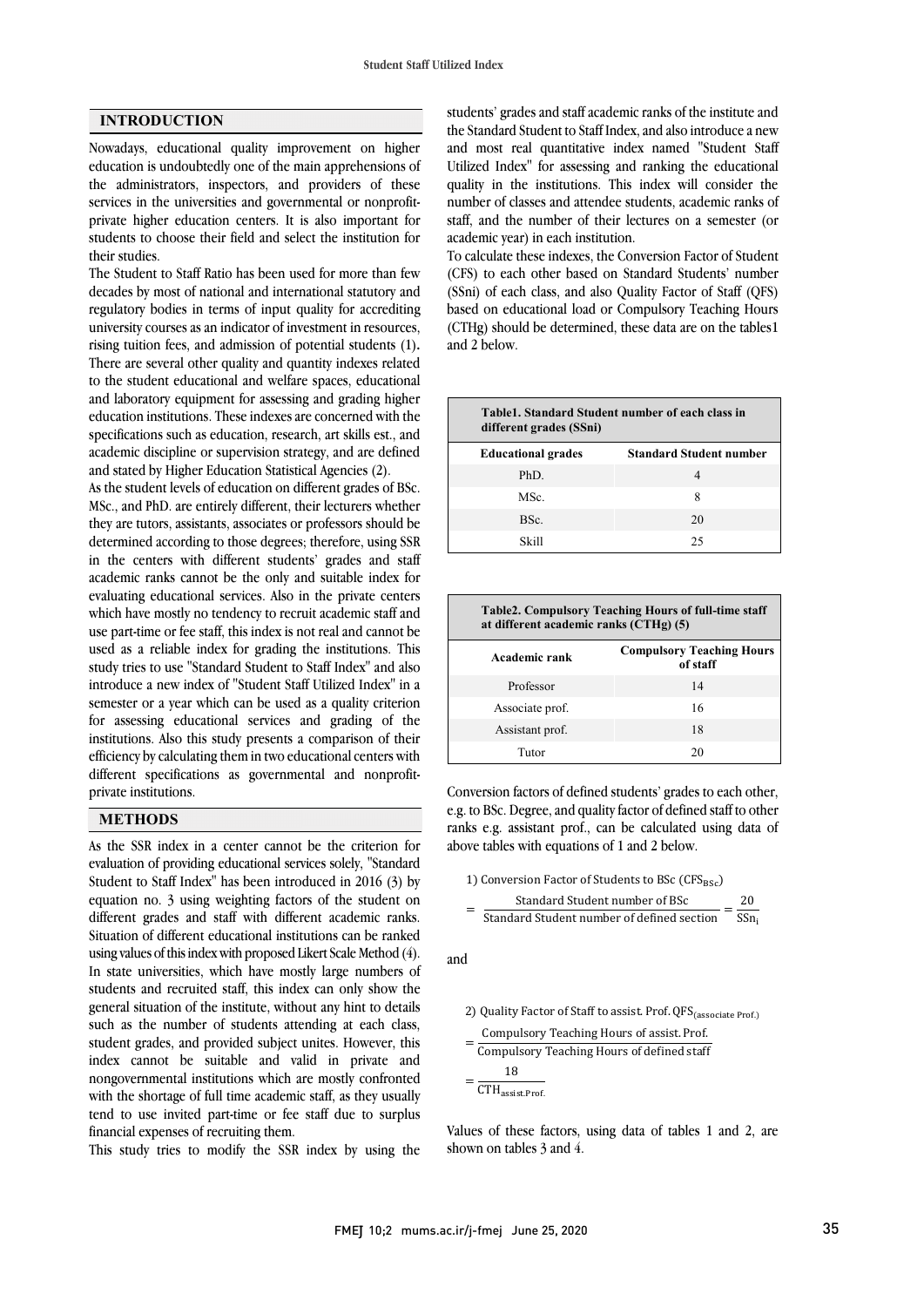## INTRODUCTION

Nowadays, educational quality improvement on higher education is undoubtedly one of the main apprehensions of the administrators, inspectors, and providers of these services in the universities and governmental or nonprofit-private higher education centers. It is also important for students to choose their field and select the institution for their studies.

The Student to Staff Ratio has been used for more than few decades by most of national and international statutory and regulatory bodies in terms of input quality for accrediting university courses as an indicator of investment in resources, rising tuition fees, and admission of potential students (1). There are several other quality and quantity indexes related to the student educational and welfare spaces, educational and laboratory equipment for assessing and grading higher education institutions. These indexes are concerned with the specifications such as education, research, art skills est., and academic discipline or supervision strategy, and are defined and stated by Higher Education Statistical Agencies (2).

As the student levels of education on different grades of BSc. MSc., and PhD. are entirely different, their lecturers whether they are tutors, assistants, associates or professors should be determined according to those degrees; therefore, using SSR in the centers with different students' grades and staff academic ranks cannot be the only and suitable index for evaluating educational services. Also in the private centers which have mostly no tendency to recruit academic staff and use part-time or fee staff, this index is not real and cannot be used as a reliable index for grading the institutions. This study tries to use "Standard Student to Staff Index" and also introduce a new index of "Student Staff Utilized Index" in a semester or a year which can be used as a quality criterion for assessing educational services and grading of the institutions. Also this study presents a comparison of their efficiency by calculating them in two educational centers with different specifications as governmental and nonprofit-private institutions.

## METHODS

As the SSR index in a center cannot be the criterion for evaluation of providing educational services solely, "Standard Student to Staff Index" has been introduced in 2016 (3) by equation no. 3 using weighting factors of the student on different grades and staff with different academic ranks. Situation of different educational institutions can be ranked using values of this index with proposed Likert Scale Method (4). In state universities, which have mostly large numbers of students and recruited staff, this index can only show the general situation of the institute, without any hint to details such as the number of students attending at each class, student grades, and provided subject unites. However, this index cannot be suitable and valid in private and nongovernmental institutions which are mostly confronted with the shortage of full time academic staff, as they usually tend to use invited part-time or fee staff due to surplus financial expenses of recruiting them.

This study tries to modify the SSR index by using the students' grades and staff academic ranks of the institute and the Standard Student to Staff Index, and also introduce a new and most real quantitative index named "Student Staff Utilized Index" for assessing and ranking the educational quality in the institutions. This index will consider the number of classes and attendee students, academic ranks of staff, and the number of their lectures on a semester (or academic year) in each institution.

To calculate these indexes, the Conversion Factor of Student (CFS) to each other based on Standard Students' number (SSni) of each class, and also Quality Factor of Staff (QFS) based on educational load or Compulsory Teaching Hours (CTHg) should be determined, these data are on the tables1 and 2 below.

**Table1. Standard Student number of each class in different grades (SSni)**

| Educational grades | Standard Student number |
|---|---|
| PhD. | 4 |
| MSc. | 8 |
| BSc. | 20 |
| Skill | 25 |

**Table2. Compulsory Teaching Hours of full-time staff at different academic ranks (CTHg) (5)**

| Academic rank | Compulsory Teaching Hours of staff |
|---|---|
| Professor | 14 |
| Associate prof. | 16 |
| Assistant prof. | 18 |
| Tutor | 20 |

Conversion factors of defined students' grades to each other, e.g. to BSc. Degree, and quality factor of defined staff to other ranks e.g. assistant prof., can be calculated using data of above tables with equations of 1 and 2 below.

$$1)\ \text{Conversion Factor of Students to BSc } (\text{CFS}_{\text{BSc}}) = \frac{\text{Standard Student number of BSc}}{\text{Standard Student number of defined section}} = \frac{20}{\text{SSn}_i}$$

and

$$2)\ \text{Quality Factor of Staff to assist. Prof. } \text{QFS}_{(\text{associate Prof.})} = \frac{\text{Compulsory Teaching Hours of assist. Prof.}}{\text{Compulsory Teaching Hours of defined staff}} = \frac{18}{\text{CTH}_{\text{assist.Prof.}}}$$

Values of these factors, using data of tables 1 and 2, are shown on tables 3 and 4.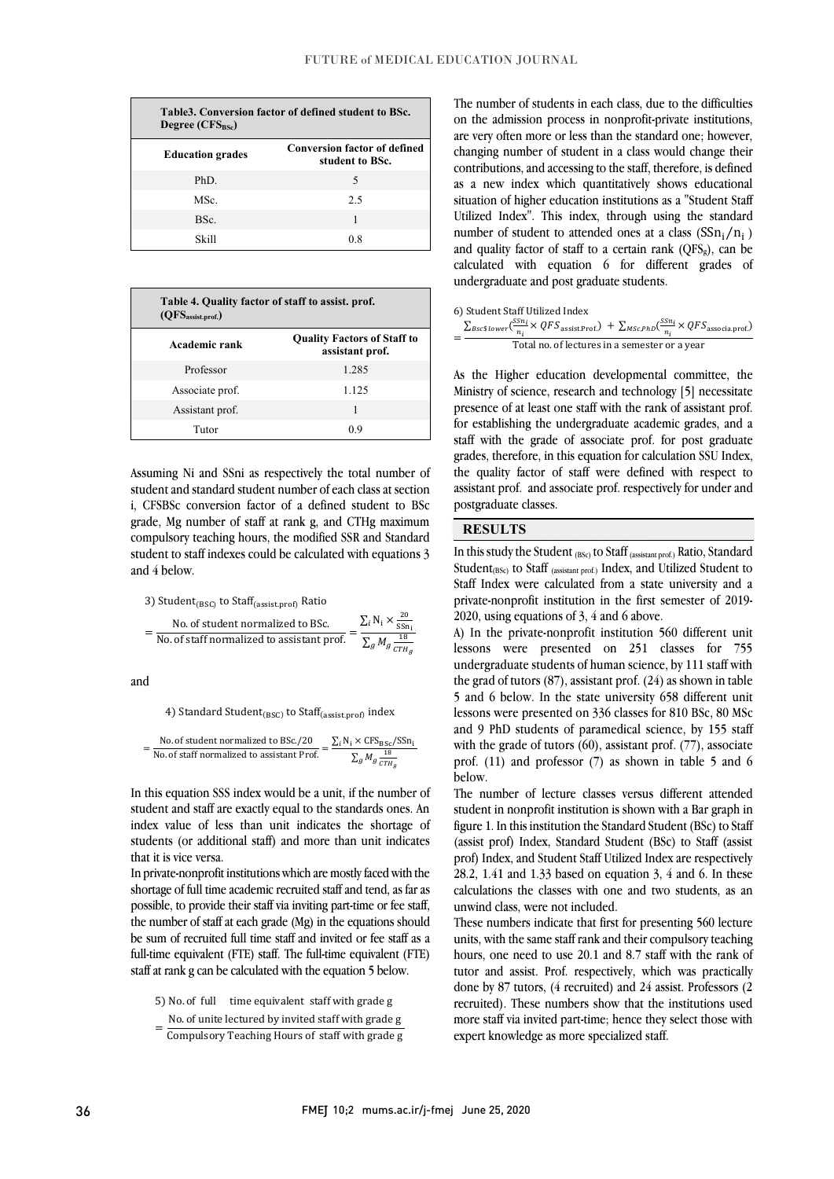**Table3. Conversion factor of defined student to BSc. Degree ($CFS_{BSc}$)**

| Education grades | Conversion factor of defined student to BSc. |
|---|---|
| PhD. | 5 |
| MSc. | 2.5 |
| BSc. | 1 |
| Skill | 0.8 |

**Table 4. Quality factor of staff to assist. prof. ($QFS_{assist.prof.}$)**

| Academic rank | Quality Factors of Staff to assistant prof. |
|---|---|
| Professor | 1.285 |
| Associate prof. | 1.125 |
| Assistant prof. | 1 |
| Tutor | 0.9 |

Assuming Ni and SSni as respectively the total number of student and standard student number of each class at section i, CFSBSc conversion factor of a defined student to BSc grade, Mg number of staff at rank g, and CTHg maximum compulsory teaching hours, the modified SSR and Standard student to staff indexes could be calculated with equations 3 and 4 below.

3) $\text{Student}_{(BSC)}$ to $\text{Staff}_{(assist.prof)}$ Ratio

$$= \frac{\text{No. of student normalized to BSc.}}{\text{No. of staff normalized to assistant prof.}} = \frac{\sum_i \mathrm{N_i} \times \frac{20}{\mathrm{SSn_i}}}{\sum_g M_g \frac{18}{CTH_g}}$$

and

4) Standard $\text{Student}_{(BSC)}$ to $\text{Staff}_{(assist.prof)}$ index

$$= \frac{\text{No. of student normalized to BSc.}/20}{\text{No. of staff normalized to assistant Prof.}} = \frac{\sum_i \mathrm{N_i} \times \mathrm{CFS_{BSc}}/\mathrm{SSn_i}}{\sum_g M_g \frac{18}{CTH_g}}$$

In this equation SSS index would be a unit, if the number of student and staff are exactly equal to the standards ones. An index value of less than unit indicates the shortage of students (or additional staff) and more than unit indicates that it is vice versa.

In private-nonprofit institutions which are mostly faced with the shortage of full time academic recruited staff and tend, as far as possible, to provide their staff via inviting part-time or fee staff, the number of staff at each grade (Mg) in the equations should be sum of recruited full time staff and invited or fee staff as a full-time equivalent (FTE) staff. The full-time equivalent (FTE) staff at rank g can be calculated with the equation 5 below.

5) No. of full time equivalent staff with grade g

$$= \frac{\text{No. of unite lectured by invited staff with grade g}}{\text{Compulsory Teaching Hours of staff with grade g}}$$

The number of students in each class, due to the difficulties on the admission process in nonprofit-private institutions, are very often more or less than the standard one; however, changing number of student in a class would change their contributions, and accessing to the staff, therefore, is defined as a new index which quantitatively shows educational situation of higher education institutions as a "Student Staff Utilized Index". This index, through using the standard number of student to attended ones at a class ($\mathrm{SSn_i}/\mathrm{n_i}$) and quality factor of staff to a certain rank ($QFS_g$), can be calculated with equation 6 for different grades of undergraduate and post graduate students.

6) Student Staff Utilized Index

$$= \frac{\sum_{BSc\$ lower}(\frac{SSn_i}{n_i} \times QFS_{\text{assist.Prof.}}) + \sum_{MSc,PhD}(\frac{SSn_i}{n_i} \times QFS_{\text{associa.prof.}})}{\text{Total no. of lectures in a semester or a year}}$$

As the Higher education developmental committee, the Ministry of science, research and technology [5] necessitate presence of at least one staff with the rank of assistant prof. for establishing the undergraduate academic grades, and a staff with the grade of associate prof. for post graduate grades, therefore, in this equation for calculation SSU Index, the quality factor of staff were defined with respect to assistant prof. and associate prof. respectively for under and postgraduate classes.

## RESULTS

In this study the Student $_{(BSc)}$ to Staff $_{(assistant\ prof.)}$ Ratio, Standard Student$_{(BSc)}$ to Staff $_{(assistant\ prof.)}$ Index, and Utilized Student to Staff Index were calculated from a state university and a private-nonprofit institution in the first semester of 2019-2020, using equations of 3, 4 and 6 above.

A) In the private-nonprofit institution 560 different unit lessons were presented on 251 classes for 755 undergraduate students of human science, by 111 staff with the grad of tutors (87), assistant prof. (24) as shown in table 5 and 6 below. In the state university 658 different unit lessons were presented on 336 classes for 810 BSc, 80 MSc and 9 PhD students of paramedical science, by 155 staff with the grade of tutors (60), assistant prof. (77), associate prof. (11) and professor (7) as shown in table 5 and 6 below.

The number of lecture classes versus different attended student in nonprofit institution is shown with a Bar graph in figure 1. In this institution the Standard Student (BSc) to Staff (assist prof) Index, Standard Student (BSc) to Staff (assist prof) Index, and Student Staff Utilized Index are respectively 28.2, 1.41 and 1.33 based on equation 3, 4 and 6. In these calculations the classes with one and two students, as an unwind class, were not included.

These numbers indicate that first for presenting 560 lecture units, with the same staff rank and their compulsory teaching hours, one need to use 20.1 and 8.7 staff with the rank of tutor and assist. Prof. respectively, which was practically done by 87 tutors, (4 recruited) and 24 assist. Professors (2 recruited). These numbers show that the institutions used more staff via invited part-time; hence they select those with expert knowledge as more specialized staff.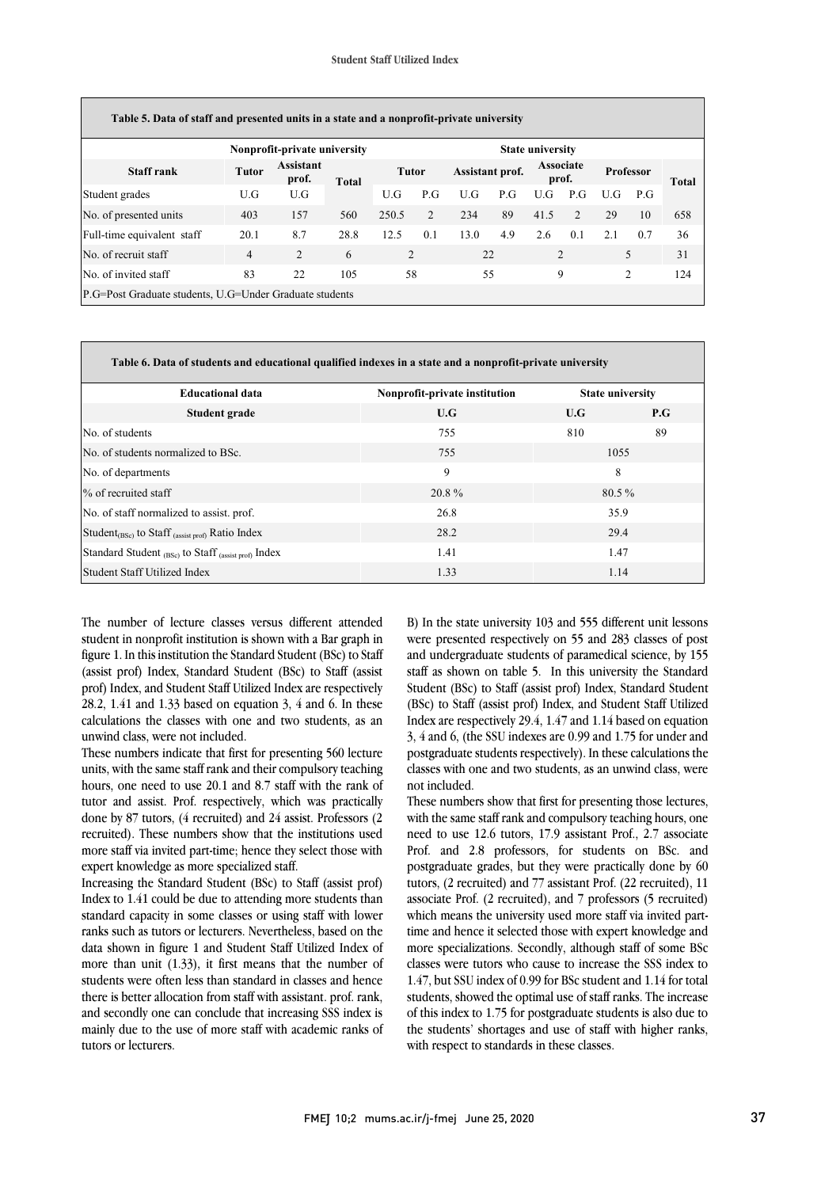**Table 5. Data of staff and presented units in a state and a nonprofit-private university**

| | Nonprofit-private university | | | State university | | | | | | | | | |
|---|---|---|---|---|---|---|---|---|---|---|---|---|---|
| **Staff rank** | **Tutor** | **Assistant prof.** | **Total** | **Tutor** | | **Assistant prof.** | | **Associate prof.** | | **Professor** | | **Total** |
| Student grades | U.G | U.G | | U.G | P.G | U.G | P.G | U.G | P.G | U.G | P.G | |
| No. of presented units | 403 | 157 | 560 | 250.5 | 2 | 234 | 89 | 41.5 | 2 | 29 | 10 | 658 |
| Full-time equivalent staff | 20.1 | 8.7 | 28.8 | 12.5 | 0.1 | 13.0 | 4.9 | 2.6 | 0.1 | 2.1 | 0.7 | 36 |
| No. of recruit staff | 4 | 2 | 6 | 2 | | 22 | | 2 | | 5 | | 31 |
| No. of invited staff | 83 | 22 | 105 | 58 | | 55 | | 9 | | 2 | | 124 |

P.G=Post Graduate students, U.G=Under Graduate students

**Table 6. Data of students and educational qualified indexes in a state and a nonprofit-private university**

| **Educational data** | **Nonprofit-private institution** | **State university** | |
|---|---|---|---|
| **Student grade** | **U.G** | **U.G** | **P.G** |
| No. of students | 755 | 810 | 89 |
| No. of students normalized to BSc. | 755 | 1055 | |
| No. of departments | 9 | 8 | |
| % of recruited staff | 20.8 % | 80.5 % | |
| No. of staff normalized to assist. prof. | 26.8 | 35.9 | |
| $Student_{(BSc)}$ to $Staff_{(assist\ prof)}$ Ratio Index | 28.2 | 29.4 | |
| Standard Student $_{(BSc)}$ to Staff $_{(assist\ prof)}$ Index | 1.41 | 1.47 | |
| Student Staff Utilized Index | 1.33 | 1.14 | |

The number of lecture classes versus different attended student in nonprofit institution is shown with a Bar graph in figure 1. In this institution the Standard Student (BSc) to Staff (assist prof) Index, Standard Student (BSc) to Staff (assist prof) Index, and Student Staff Utilized Index are respectively 28.2, 1.41 and 1.33 based on equation 3, 4 and 6. In these calculations the classes with one and two students, as an unwind class, were not included.

These numbers indicate that first for presenting 560 lecture units, with the same staff rank and their compulsory teaching hours, one need to use 20.1 and 8.7 staff with the rank of tutor and assist. Prof. respectively, which was practically done by 87 tutors, (4 recruited) and 24 assist. Professors (2 recruited). These numbers show that the institutions used more staff via invited part-time; hence they select those with expert knowledge as more specialized staff.

Increasing the Standard Student (BSc) to Staff (assist prof) Index to 1.41 could be due to attending more students than standard capacity in some classes or using staff with lower ranks such as tutors or lecturers. Nevertheless, based on the data shown in figure 1 and Student Staff Utilized Index of more than unit (1.33), it first means that the number of students were often less than standard in classes and hence there is better allocation from staff with assistant. prof. rank, and secondly one can conclude that increasing SSS index is mainly due to the use of more staff with academic ranks of tutors or lecturers.

B) In the state university 103 and 555 different unit lessons were presented respectively on 55 and 283 classes of post and undergraduate students of paramedical science, by 155 staff as shown on table 5. In this university the Standard Student (BSc) to Staff (assist prof) Index, Standard Student (BSc) to Staff (assist prof) Index, and Student Staff Utilized Index are respectively 29.4, 1.47 and 1.14 based on equation 3, 4 and 6, (the SSU indexes are 0.99 and 1.75 for under and postgraduate students respectively). In these calculations the classes with one and two students, as an unwind class, were not included.

These numbers show that first for presenting those lectures, with the same staff rank and compulsory teaching hours, one need to use 12.6 tutors, 17.9 assistant Prof., 2.7 associate Prof. and 2.8 professors, for students on BSc. and postgraduate grades, but they were practically done by 60 tutors, (2 recruited) and 77 assistant Prof. (22 recruited), 11 associate Prof. (2 recruited), and 7 professors (5 recruited) which means the university used more staff via invited part-time and hence it selected those with expert knowledge and more specializations. Secondly, although staff of some BSc classes were tutors who cause to increase the SSS index to 1.47, but SSU index of 0.99 for BSc student and 1.14 for total students, showed the optimal use of staff ranks. The increase of this index to 1.75 for postgraduate students is also due to the students' shortages and use of staff with higher ranks, with respect to standards in these classes.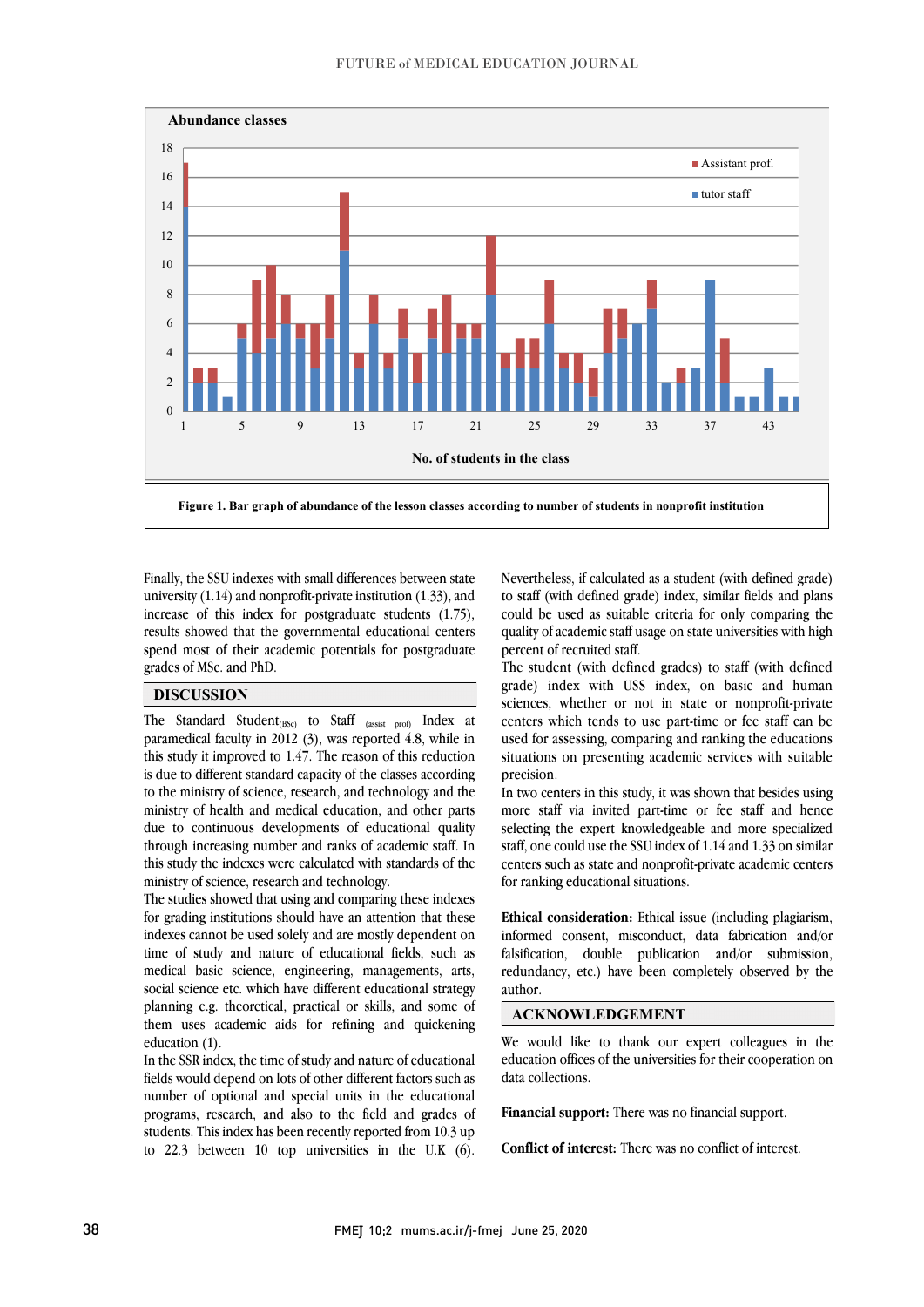Abundance classes

18
16
14
12
10
8
6
4
2
0

Assistant prof.
tutor staff

1 5 9 13 17 21 25 29 33 37 43

No. of students in the class

**Figure 1.** Bar graph of abundance of the lesson classes according to number of students in nonprofit institution

Finally, the SSU indexes with small differences between state university (1.14) and nonprofit-private institution (1.33), and increase of this index for postgraduate students (1.75), results showed that the governmental educational centers spend most of their academic potentials for postgraduate grades of MSc. and PhD.

## DISCUSSION

The Standard Student$_{(BSc)}$ to Staff $_{(assist\ prof)}$ Index at paramedical faculty in 2012 (3), was reported 4.8, while in this study it improved to 1.47. The reason of this reduction is due to different standard capacity of the classes according to the ministry of science, research, and technology and the ministry of health and medical education, and other parts due to continuous developments of educational quality through increasing number and ranks of academic staff. In this study the indexes were calculated with standards of the ministry of science, research and technology.

The studies showed that using and comparing these indexes for grading institutions should have an attention that these indexes cannot be used solely and are mostly dependent on time of study and nature of educational fields, such as medical basic science, engineering, managements, arts, social science etc. which have different educational strategy planning e.g. theoretical, practical or skills, and some of them uses academic aids for refining and quickening education (1).

In the SSR index, the time of study and nature of educational fields would depend on lots of other different factors such as number of optional and special units in the educational programs, research, and also to the field and grades of students. This index has been recently reported from 10.3 up to 22.3 between 10 top universities in the U.K (6).

Nevertheless, if calculated as a student (with defined grade) to staff (with defined grade) index, similar fields and plans could be used as suitable criteria for only comparing the quality of academic staff usage on state universities with high percent of recruited staff.

The student (with defined grades) to staff (with defined grade) index with USS index, on basic and human sciences, whether or not in state or nonprofit-private centers which tends to use part-time or fee staff can be used for assessing, comparing and ranking the educations situations on presenting academic services with suitable precision.

In two centers in this study, it was shown that besides using more staff via invited part-time or fee staff and hence selecting the expert knowledgeable and more specialized staff, one could use the SSU index of 1.14 and 1.33 on similar centers such as state and nonprofit-private academic centers for ranking educational situations.

**Ethical consideration:** Ethical issue (including plagiarism, informed consent, misconduct, data fabrication and/or falsification, double publication and/or submission, redundancy, etc.) have been completely observed by the author.

## ACKNOWLEDGEMENT

We would like to thank our expert colleagues in the education offices of the universities for their cooperation on data collections.

**Financial support:** There was no financial support.

**Conflict of interest:** There was no conflict of interest.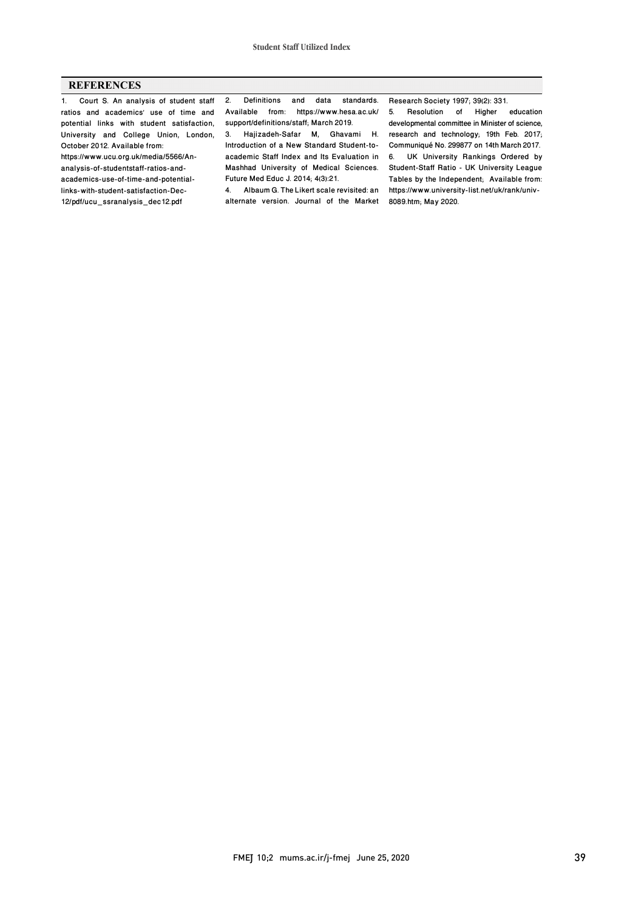## REFERENCES

1. Court S. An analysis of student staff ratios and academics' use of time and potential links with student satisfaction, University and College Union, London, October 2012. Available from: https://www.ucu.org.uk/media/5566/An-analysis-of-studentstaff-ratios-and-academics-use-of-time-and-potential-links-with-student-satisfaction-Dec-12/pdf/ucu_ssranalysis_dec12.pdf
2. Definitions and data standards. Available from: https://www.hesa.ac.uk/support/definitions/staff; March 2019.
3. Hajizadeh-Safar M, Ghavami H. Introduction of a New Standard Student-to-academic Staff Index and Its Evaluation in Mashhad University of Medical Sciences. Future Med Educ J. 2014; 4(3):21.
4. Albaum G. The Likert scale revisited: an alternate version. Journal of the Market Research Society 1997; 39(2): 331.
5. Resolution of Higher education developmental committee in Minister of science, research and technology; 19th Feb. 2017; Communiqué No. 299877 on 14th March 2017.
6. UK University Rankings Ordered by Student-Staff Ratio - UK University League Tables by the Independent; Available from: https://www.university-list.net/uk/rank/univ-8089.htm; May 2020.